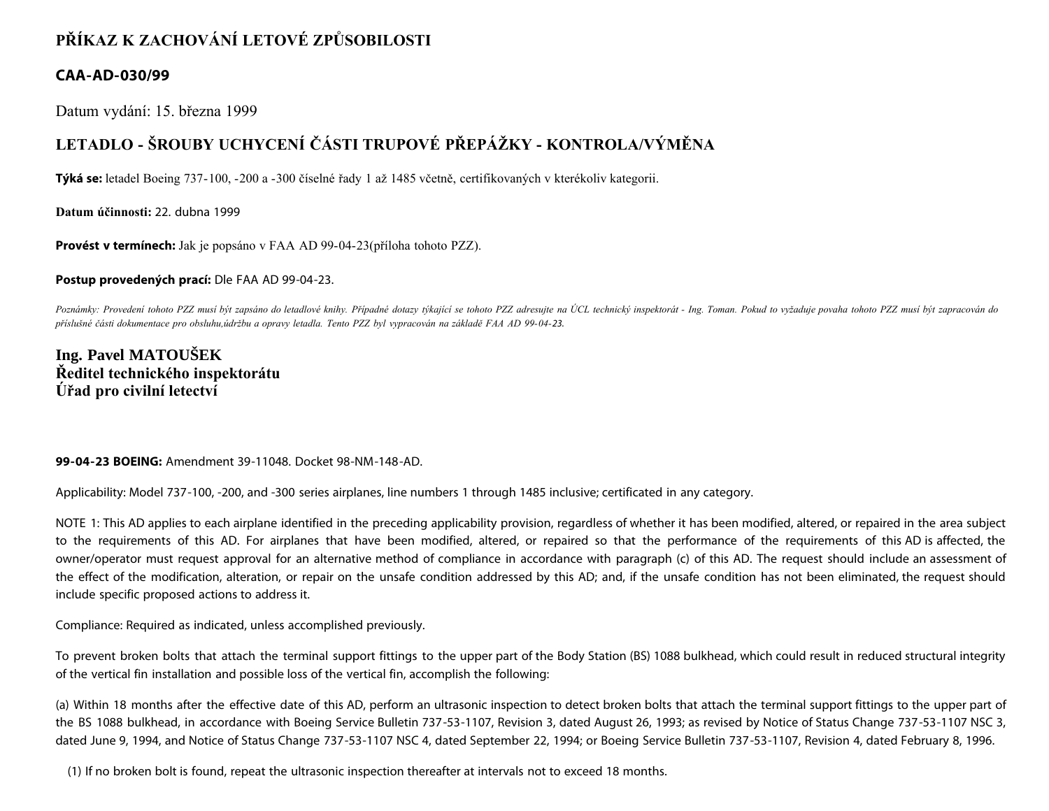# PŘÍKAZ K ZACHOVÁNÍ LETOVÉ ZPŮSOBILOSTI

## CAA-AD-030/99

Datum vydání: 15. března 1999

## LETADLO - ŠROUBY UCHYCENÍ ČÁSTI TRUPOVÉ PŘEPÁŽKY - KONTROLA/VÝMĚNA

**Týká se:** letadel Boeing 737-100, -200 a -300 číselné řady 1 až 1485 včetně, certifikovaných v kterékoliv kategorii.

**Datum účinnosti:** 22. dubna 1999

**Provést v termínech:** Jak je popsáno v FAA AD 99-04-23(příloha tohoto PZZ).

**Postup provedených prací:** Dle FAA AD 99-04-23.

*Poznámky: Provedení tohoto PZZ musí být zapsáno do letadlové knihy. Případné dotazy týkající se tohoto PZZ adresujte na ÚCL technický inspektorát - Ing. Toman. Pokud to vyžaduje povaha tohoto PZZ musí být zapracován do příslušné části dokumentace pro obsluhu,údržbu a opravy letadla. Tento PZZ byl vypracován na základě FAA AD 99-04-23.*

**Ing. Pavel MATOUŠEK**
**Ředitel technického inspektorátu**
**Úřad pro civilní letectví**

**99-04-23 BOEING:** Amendment 39-11048. Docket 98-NM-148-AD.

Applicability: Model 737-100, -200, and -300 series airplanes, line numbers 1 through 1485 inclusive; certificated in any category.

NOTE 1: This AD applies to each airplane identified in the preceding applicability provision, regardless of whether it has been modified, altered, or repaired in the area subject to the requirements of this AD. For airplanes that have been modified, altered, or repaired so that the performance of the requirements of this AD is affected, the owner/operator must request approval for an alternative method of compliance in accordance with paragraph (c) of this AD. The request should include an assessment of the effect of the modification, alteration, or repair on the unsafe condition addressed by this AD; and, if the unsafe condition has not been eliminated, the request should include specific proposed actions to address it.

Compliance: Required as indicated, unless accomplished previously.

To prevent broken bolts that attach the terminal support fittings to the upper part of the Body Station (BS) 1088 bulkhead, which could result in reduced structural integrity of the vertical fin installation and possible loss of the vertical fin, accomplish the following:

(a) Within 18 months after the effective date of this AD, perform an ultrasonic inspection to detect broken bolts that attach the terminal support fittings to the upper part of the BS 1088 bulkhead, in accordance with Boeing Service Bulletin 737-53-1107, Revision 3, dated August 26, 1993; as revised by Notice of Status Change 737-53-1107 NSC 3, dated June 9, 1994, and Notice of Status Change 737-53-1107 NSC 4, dated September 22, 1994; or Boeing Service Bulletin 737-53-1107, Revision 4, dated February 8, 1996.

(1) If no broken bolt is found, repeat the ultrasonic inspection thereafter at intervals not to exceed 18 months.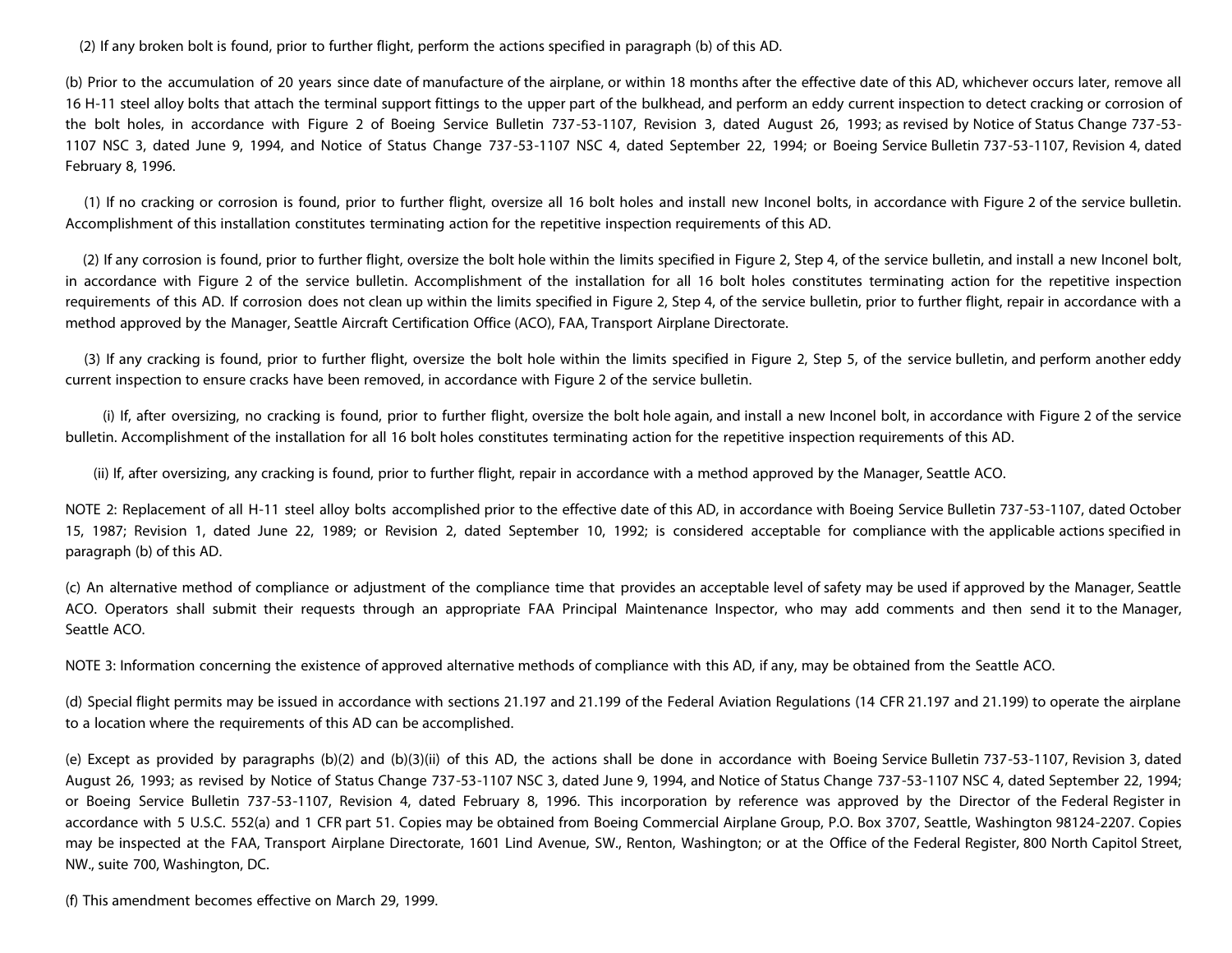(2) If any broken bolt is found, prior to further flight, perform the actions specified in paragraph (b) of this AD.

(b) Prior to the accumulation of 20 years since date of manufacture of the airplane, or within 18 months after the effective date of this AD, whichever occurs later, remove all 16 H-11 steel alloy bolts that attach the terminal support fittings to the upper part of the bulkhead, and perform an eddy current inspection to detect cracking or corrosion of the bolt holes, in accordance with Figure 2 of Boeing Service Bulletin 737-53-1107, Revision 3, dated August 26, 1993; as revised by Notice of Status Change 737-53-1107 NSC 3, dated June 9, 1994, and Notice of Status Change 737-53-1107 NSC 4, dated September 22, 1994; or Boeing Service Bulletin 737-53-1107, Revision 4, dated February 8, 1996.

(1) If no cracking or corrosion is found, prior to further flight, oversize all 16 bolt holes and install new Inconel bolts, in accordance with Figure 2 of the service bulletin. Accomplishment of this installation constitutes terminating action for the repetitive inspection requirements of this AD.

(2) If any corrosion is found, prior to further flight, oversize the bolt hole within the limits specified in Figure 2, Step 4, of the service bulletin, and install a new Inconel bolt, in accordance with Figure 2 of the service bulletin. Accomplishment of the installation for all 16 bolt holes constitutes terminating action for the repetitive inspection requirements of this AD. If corrosion does not clean up within the limits specified in Figure 2, Step 4, of the service bulletin, prior to further flight, repair in accordance with a method approved by the Manager, Seattle Aircraft Certification Office (ACO), FAA, Transport Airplane Directorate.

(3) If any cracking is found, prior to further flight, oversize the bolt hole within the limits specified in Figure 2, Step 5, of the service bulletin, and perform another eddy current inspection to ensure cracks have been removed, in accordance with Figure 2 of the service bulletin.

(i) If, after oversizing, no cracking is found, prior to further flight, oversize the bolt hole again, and install a new Inconel bolt, in accordance with Figure 2 of the service bulletin. Accomplishment of the installation for all 16 bolt holes constitutes terminating action for the repetitive inspection requirements of this AD.

(ii) If, after oversizing, any cracking is found, prior to further flight, repair in accordance with a method approved by the Manager, Seattle ACO.

NOTE 2: Replacement of all H-11 steel alloy bolts accomplished prior to the effective date of this AD, in accordance with Boeing Service Bulletin 737-53-1107, dated October 15, 1987; Revision 1, dated June 22, 1989; or Revision 2, dated September 10, 1992; is considered acceptable for compliance with the applicable actions specified in paragraph (b) of this AD.

(c) An alternative method of compliance or adjustment of the compliance time that provides an acceptable level of safety may be used if approved by the Manager, Seattle ACO. Operators shall submit their requests through an appropriate FAA Principal Maintenance Inspector, who may add comments and then send it to the Manager, Seattle ACO.

NOTE 3: Information concerning the existence of approved alternative methods of compliance with this AD, if any, may be obtained from the Seattle ACO.

(d) Special flight permits may be issued in accordance with sections 21.197 and 21.199 of the Federal Aviation Regulations (14 CFR 21.197 and 21.199) to operate the airplane to a location where the requirements of this AD can be accomplished.

(e) Except as provided by paragraphs (b)(2) and (b)(3)(ii) of this AD, the actions shall be done in accordance with Boeing Service Bulletin 737-53-1107, Revision 3, dated August 26, 1993; as revised by Notice of Status Change 737-53-1107 NSC 3, dated June 9, 1994, and Notice of Status Change 737-53-1107 NSC 4, dated September 22, 1994; or Boeing Service Bulletin 737-53-1107, Revision 4, dated February 8, 1996. This incorporation by reference was approved by the Director of the Federal Register in accordance with 5 U.S.C. 552(a) and 1 CFR part 51. Copies may be obtained from Boeing Commercial Airplane Group, P.O. Box 3707, Seattle, Washington 98124-2207. Copies may be inspected at the FAA, Transport Airplane Directorate, 1601 Lind Avenue, SW., Renton, Washington; or at the Office of the Federal Register, 800 North Capitol Street, NW., suite 700, Washington, DC.

(f) This amendment becomes effective on March 29, 1999.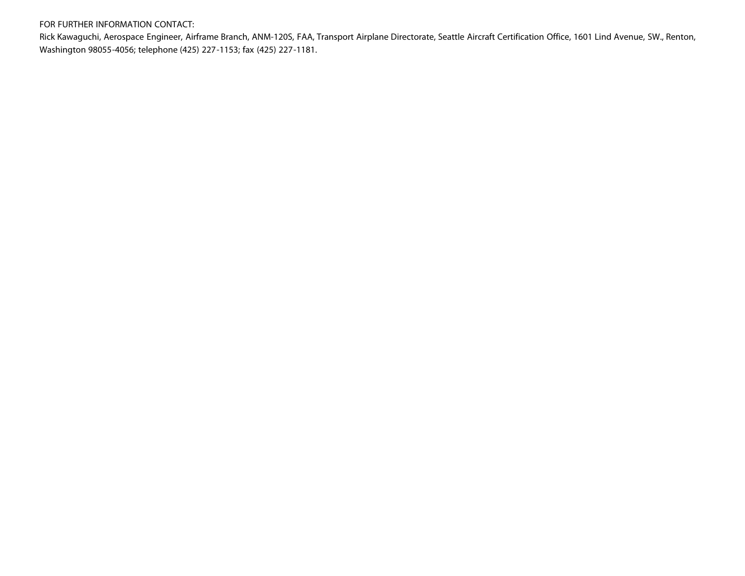FOR FURTHER INFORMATION CONTACT:

Rick Kawaguchi, Aerospace Engineer, Airframe Branch, ANM-120S, FAA, Transport Airplane Directorate, Seattle Aircraft Certification Office, 1601 Lind Avenue, SW., Renton, Washington 98055-4056; telephone (425) 227-1153; fax (425) 227-1181.